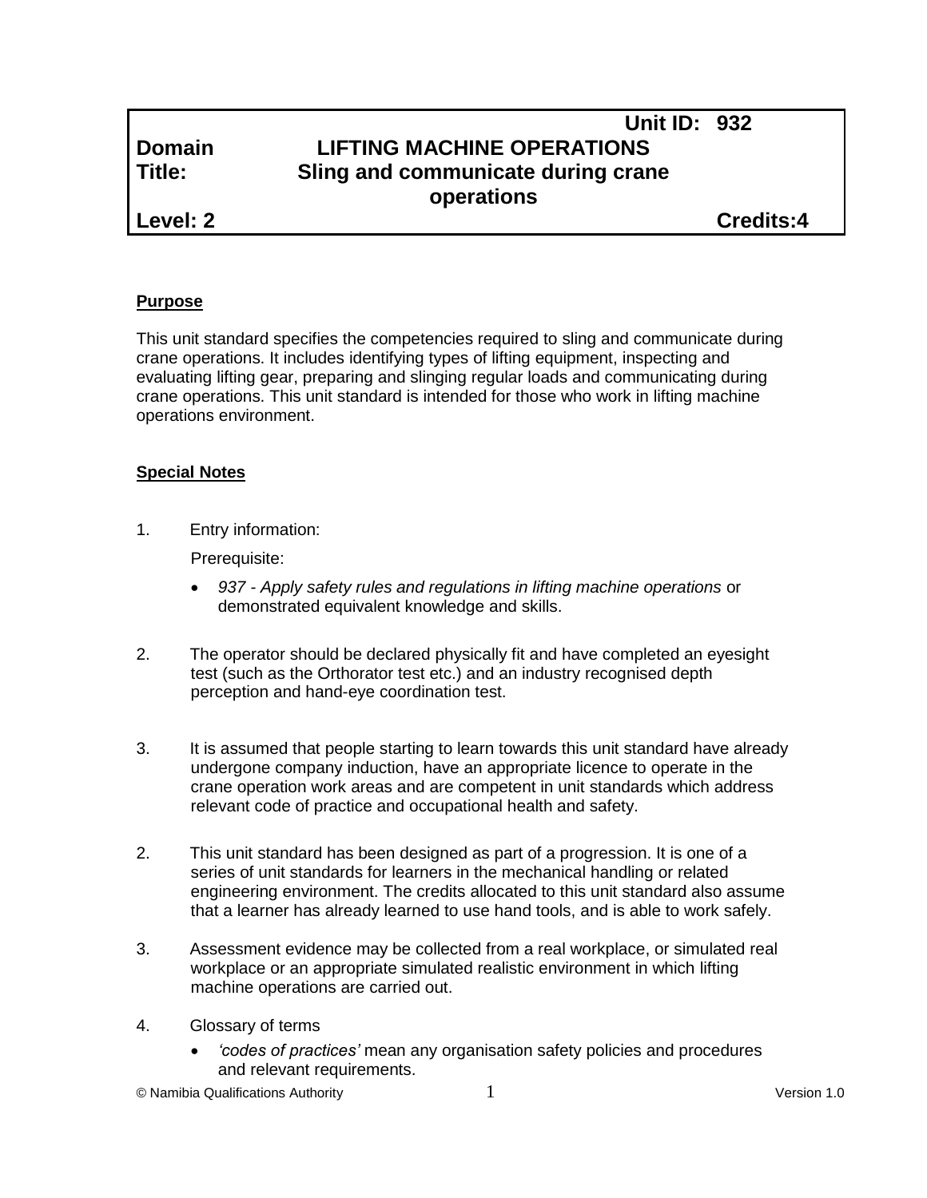| | | | |
|---|---|---|---|
| | | **Unit ID:** | **932** |
| **Domain** | **LIFTING MACHINE OPERATIONS** | | |
| **Title:** | **Sling and communicate during crane operations** | | |
| **Level: 2** | | | **Credits:4** |

**Purpose**

This unit standard specifies the competencies required to sling and communicate during crane operations. It includes identifying types of lifting equipment, inspecting and evaluating lifting gear, preparing and slinging regular loads and communicating during crane operations. This unit standard is intended for those who work in lifting machine operations environment.

**Special Notes**

1. Entry information:

   Prerequisite:

   - *937 - Apply safety rules and regulations in lifting machine operations* or demonstrated equivalent knowledge and skills.

2. The operator should be declared physically fit and have completed an eyesight test (such as the Orthorator test etc.) and an industry recognised depth perception and hand-eye coordination test.

3. It is assumed that people starting to learn towards this unit standard have already undergone company induction, have an appropriate licence to operate in the crane operation work areas and are competent in unit standards which address relevant code of practice and occupational health and safety.

2. This unit standard has been designed as part of a progression. It is one of a series of unit standards for learners in the mechanical handling or related engineering environment. The credits allocated to this unit standard also assume that a learner has already learned to use hand tools, and is able to work safely.

3. Assessment evidence may be collected from a real workplace, or simulated real workplace or an appropriate simulated realistic environment in which lifting machine operations are carried out.

4. Glossary of terms

   - *'codes of practices'* mean any organisation safety policies and procedures and relevant requirements.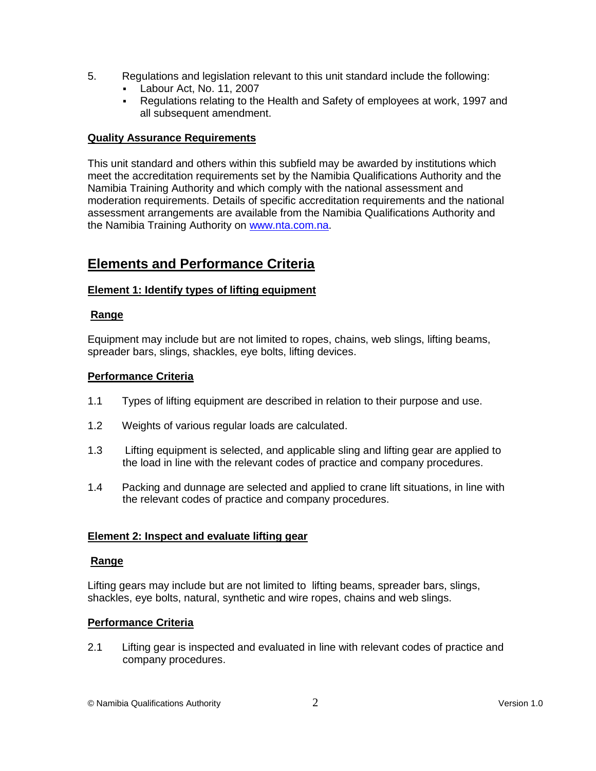5. Regulations and legislation relevant to this unit standard include the following:
   - Labour Act, No. 11, 2007
   - Regulations relating to the Health and Safety of employees at work, 1997 and all subsequent amendment.

**Quality Assurance Requirements**

This unit standard and others within this subfield may be awarded by institutions which meet the accreditation requirements set by the Namibia Qualifications Authority and the Namibia Training Authority and which comply with the national assessment and moderation requirements. Details of specific accreditation requirements and the national assessment arrangements are available from the Namibia Qualifications Authority and the Namibia Training Authority on www.nta.com.na.

## Elements and Performance Criteria

### Element 1: Identify types of lifting equipment

**Range**

Equipment may include but are not limited to ropes, chains, web slings, lifting beams, spreader bars, slings, shackles, eye bolts, lifting devices.

**Performance Criteria**

1.1 Types of lifting equipment are described in relation to their purpose and use.

1.2 Weights of various regular loads are calculated.

1.3 Lifting equipment is selected, and applicable sling and lifting gear are applied to the load in line with the relevant codes of practice and company procedures.

1.4 Packing and dunnage are selected and applied to crane lift situations, in line with the relevant codes of practice and company procedures.

### Element 2: Inspect and evaluate lifting gear

**Range**

Lifting gears may include but are not limited to lifting beams, spreader bars, slings, shackles, eye bolts, natural, synthetic and wire ropes, chains and web slings.

**Performance Criteria**

2.1 Lifting gear is inspected and evaluated in line with relevant codes of practice and company procedures.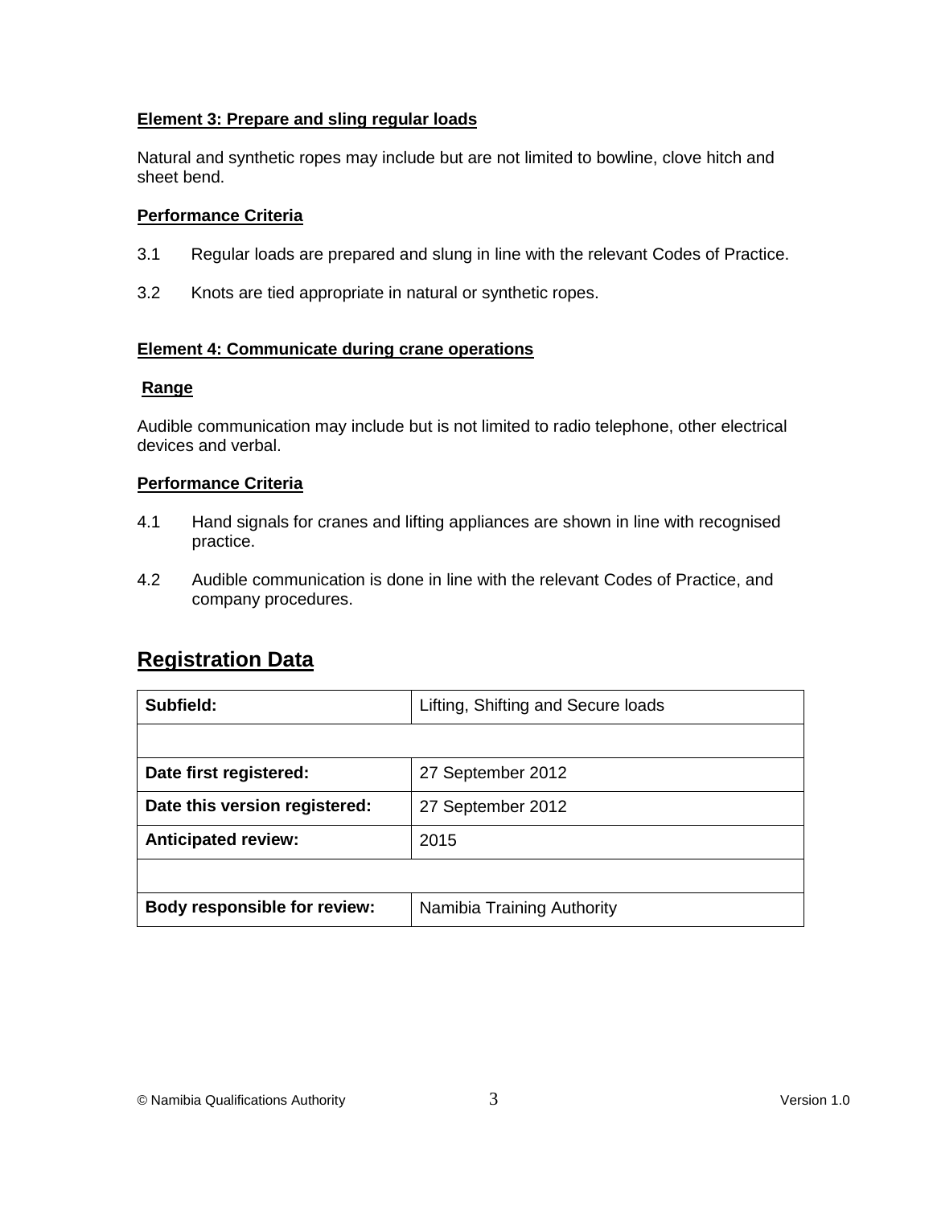**Element 3: Prepare and sling regular loads**

Natural and synthetic ropes may include but are not limited to bowline, clove hitch and sheet bend.

**Performance Criteria**

3.1 Regular loads are prepared and slung in line with the relevant Codes of Practice.

3.2 Knots are tied appropriate in natural or synthetic ropes.

**Element 4: Communicate during crane operations**

**Range**

Audible communication may include but is not limited to radio telephone, other electrical devices and verbal.

**Performance Criteria**

4.1 Hand signals for cranes and lifting appliances are shown in line with recognised practice.

4.2 Audible communication is done in line with the relevant Codes of Practice, and company procedures.

## Registration Data

| | |
|---|---|
| **Subfield:** | Lifting, Shifting and Secure loads |
| | |
| **Date first registered:** | 27 September 2012 |
| **Date this version registered:** | 27 September 2012 |
| **Anticipated review:** | 2015 |
| | |
| **Body responsible for review:** | Namibia Training Authority |